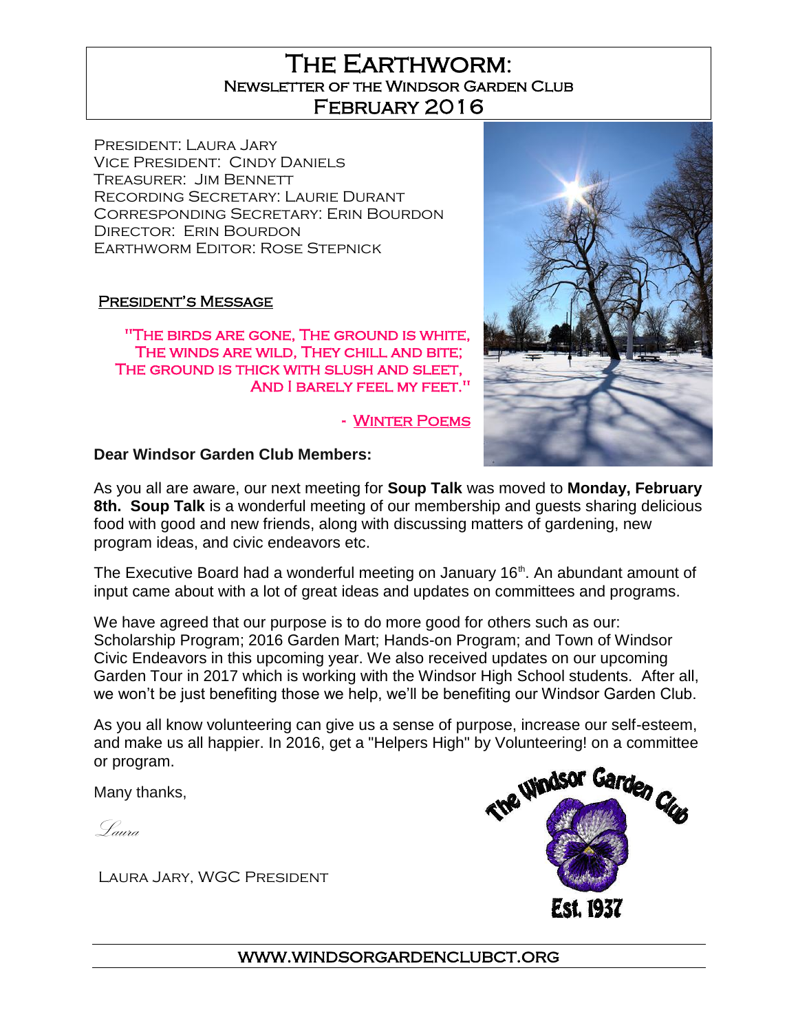# The Earthworm:

## Newsletter of the Windsor Garden Club

## February 2016

President: Laura Jary
Vice President: Cindy Daniels
Treasurer: Jim Bennett
Recording Secretary: Laurie Durant
Corresponding Secretary: Erin Bourdon
Director: Erin Bourdon
Earthworm Editor: Rose Stepnick

### President's Message

"The birds are gone, The ground is white,
The winds are wild, They chill and bite;
The ground is thick with slush and sleet,
And I barely feel my feet."

\- Winter Poems

**Dear Windsor Garden Club Members:**

As you all are aware, our next meeting for **Soup Talk** was moved to **Monday, February 8th. Soup Talk** is a wonderful meeting of our membership and guests sharing delicious food with good and new friends, along with discussing matters of gardening, new program ideas, and civic endeavors etc.

The Executive Board had a wonderful meeting on January 16th. An abundant amount of input came about with a lot of great ideas and updates on committees and programs.

We have agreed that our purpose is to do more good for others such as our: Scholarship Program; 2016 Garden Mart; Hands-on Program; and Town of Windsor Civic Endeavors in this upcoming year. We also received updates on our upcoming Garden Tour in 2017 which is working with the Windsor High School students. After all, we won't be just benefiting those we help, we'll be benefiting our Windsor Garden Club.

As you all know volunteering can give us a sense of purpose, increase our self-esteem, and make us all happier. In 2016, get a "Helpers High" by Volunteering! on a committee or program.

Many thanks,

*Laura*

Laura Jary, WGC President

The Windsor Garden Club
Est. 1937

WWW.WINDSORGARDENCLUBCT.ORG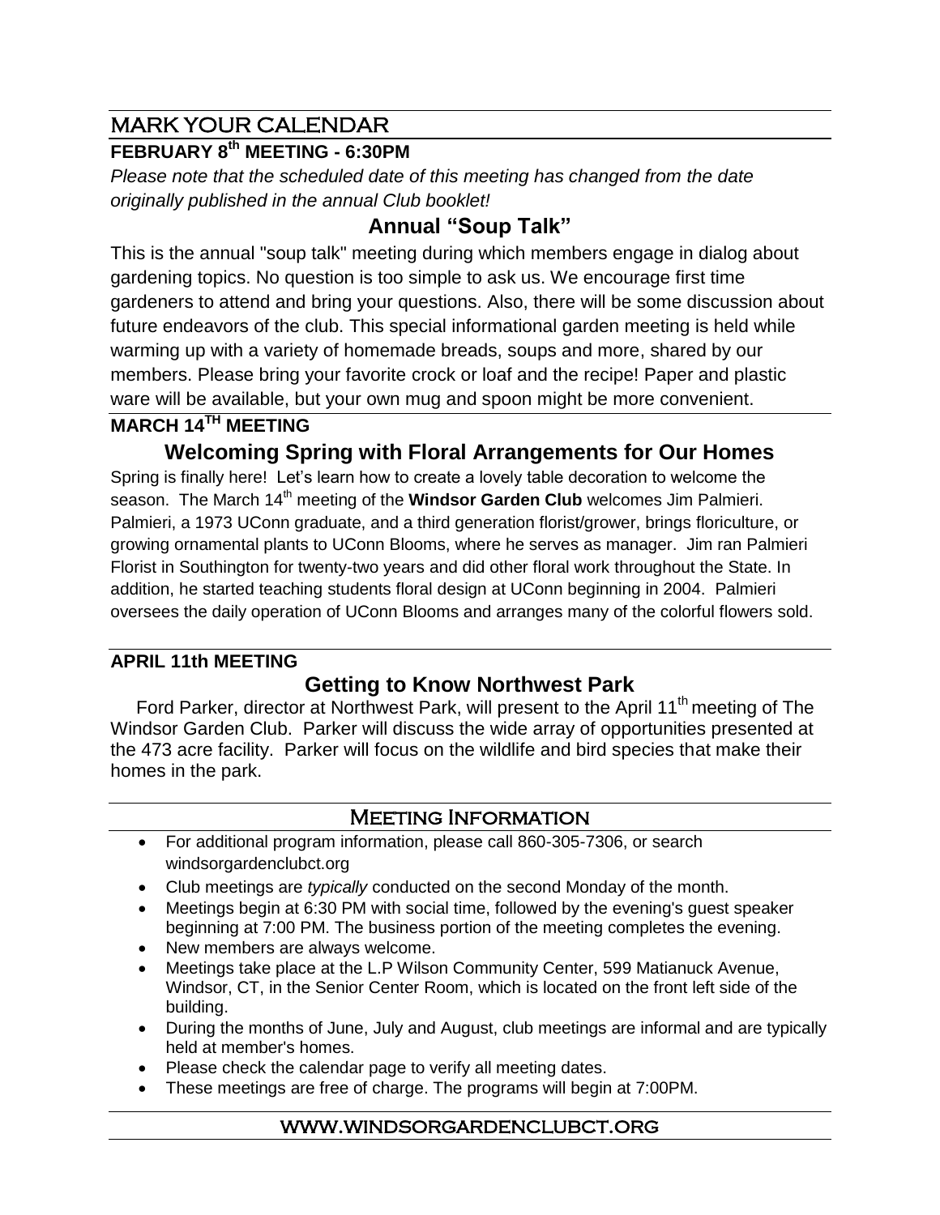## MARK YOUR CALENDAR

### FEBRUARY 8th MEETING - 6:30PM

*Please note that the scheduled date of this meeting has changed from the date originally published in the annual Club booklet!*

### Annual "Soup Talk"

This is the annual "soup talk" meeting during which members engage in dialog about gardening topics. No question is too simple to ask us. We encourage first time gardeners to attend and bring your questions. Also, there will be some discussion about future endeavors of the club. This special informational garden meeting is held while warming up with a variety of homemade breads, soups and more, shared by our members. Please bring your favorite crock or loaf and the recipe! Paper and plastic ware will be available, but your own mug and spoon might be more convenient.

### MARCH 14TH MEETING

### Welcoming Spring with Floral Arrangements for Our Homes

Spring is finally here! Let's learn how to create a lovely table decoration to welcome the season. The March 14th meeting of the **Windsor Garden Club** welcomes Jim Palmieri. Palmieri, a 1973 UConn graduate, and a third generation florist/grower, brings floriculture, or growing ornamental plants to UConn Blooms, where he serves as manager. Jim ran Palmieri Florist in Southington for twenty-two years and did other floral work throughout the State. In addition, he started teaching students floral design at UConn beginning in 2004. Palmieri oversees the daily operation of UConn Blooms and arranges many of the colorful flowers sold.

### APRIL 11th MEETING

### Getting to Know Northwest Park

Ford Parker, director at Northwest Park, will present to the April 11th meeting of The Windsor Garden Club. Parker will discuss the wide array of opportunities presented at the 473 acre facility. Parker will focus on the wildlife and bird species that make their homes in the park.

## Meeting Information

- For additional program information, please call 860-305-7306, or search windsorgardenclubct.org
- Club meetings are *typically* conducted on the second Monday of the month.
- Meetings begin at 6:30 PM with social time, followed by the evening's guest speaker beginning at 7:00 PM. The business portion of the meeting completes the evening.
- New members are always welcome.
- Meetings take place at the L.P Wilson Community Center, 599 Matianuck Avenue, Windsor, CT, in the Senior Center Room, which is located on the front left side of the building.
- During the months of June, July and August, club meetings are informal and are typically held at member's homes.
- Please check the calendar page to verify all meeting dates.
- These meetings are free of charge. The programs will begin at 7:00PM.

WWW.WINDSORGARDENCLUBCT.ORG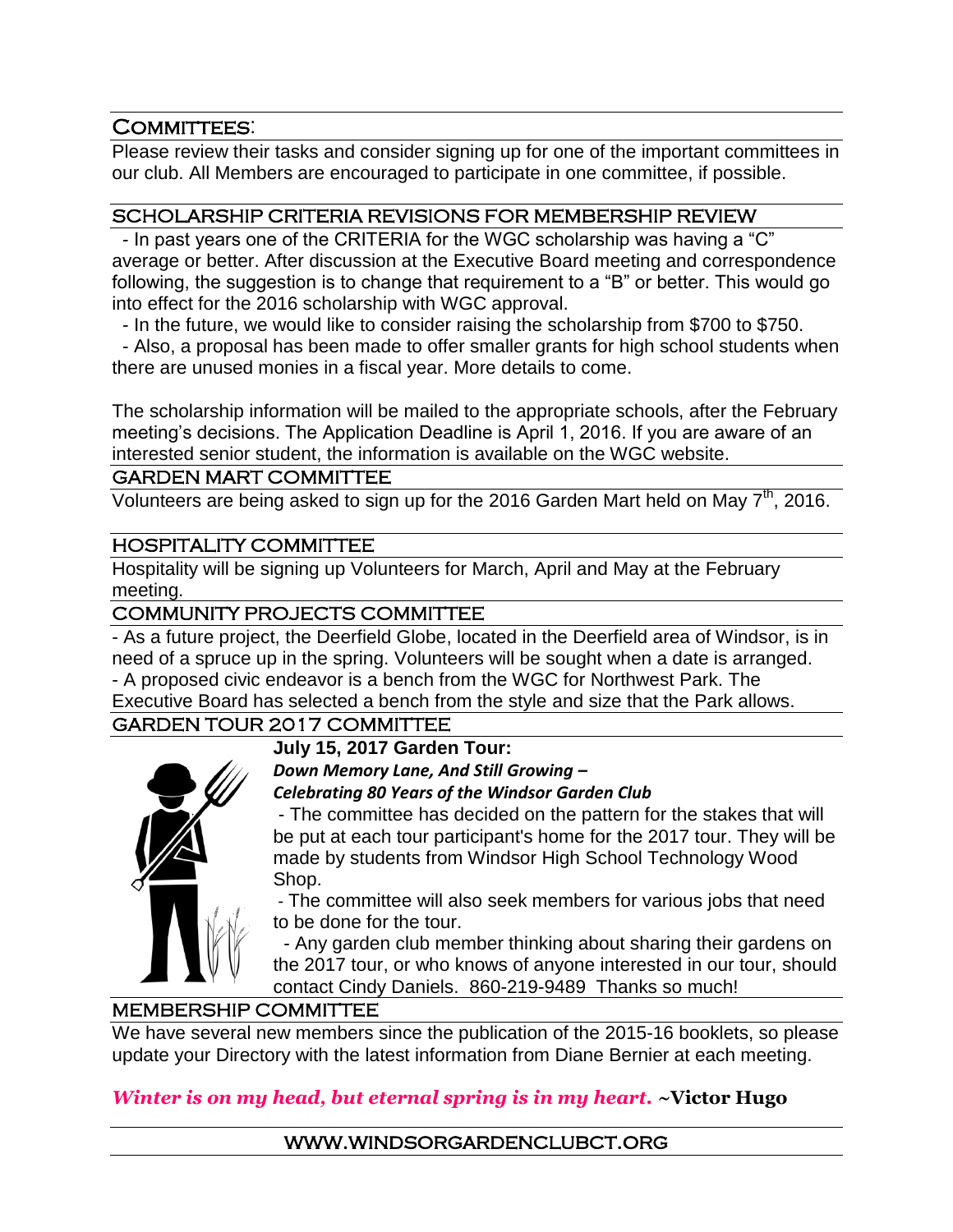## Committees:

Please review their tasks and consider signing up for one of the important committees in our club. All Members are encouraged to participate in one committee, if possible.

## SCHOLARSHIP CRITERIA REVISIONS FOR MEMBERSHIP REVIEW

- In past years one of the CRITERIA for the WGC scholarship was having a "C" average or better. After discussion at the Executive Board meeting and correspondence following, the suggestion is to change that requirement to a "B" or better. This would go into effect for the 2016 scholarship with WGC approval.
- In the future, we would like to consider raising the scholarship from $700 to $750.
- Also, a proposal has been made to offer smaller grants for high school students when there are unused monies in a fiscal year. More details to come.

The scholarship information will be mailed to the appropriate schools, after the February meeting's decisions. The Application Deadline is April 1, 2016. If you are aware of an interested senior student, the information is available on the WGC website.

## GARDEN MART COMMITTEE

Volunteers are being asked to sign up for the 2016 Garden Mart held on May 7th, 2016.

## HOSPITALITY COMMITTEE

Hospitality will be signing up Volunteers for March, April and May at the February meeting.

## COMMUNITY PROJECTS COMMITTEE

- As a future project, the Deerfield Globe, located in the Deerfield area of Windsor, is in need of a spruce up in the spring. Volunteers will be sought when a date is arranged.
- A proposed civic endeavor is a bench from the WGC for Northwest Park. The Executive Board has selected a bench from the style and size that the Park allows.

## GARDEN TOUR 2017 COMMITTEE

**July 15, 2017 Garden Tour:**

***Down Memory Lane, And Still Growing –***
***Celebrating 80 Years of the Windsor Garden Club***

- The committee has decided on the pattern for the stakes that will be put at each tour participant's home for the 2017 tour. They will be made by students from Windsor High School Technology Wood Shop.
- The committee will also seek members for various jobs that need to be done for the tour.
- Any garden club member thinking about sharing their gardens on the 2017 tour, or who knows of anyone interested in our tour, should contact Cindy Daniels. 860-219-9489 Thanks so much!

## MEMBERSHIP COMMITTEE

We have several new members since the publication of the 2015-16 booklets, so please update your Directory with the latest information from Diane Bernier at each meeting.

*Winter is on my head, but eternal spring is in my heart.* **~Victor Hugo**

WWW.WINDSORGARDENCLUBCT.ORG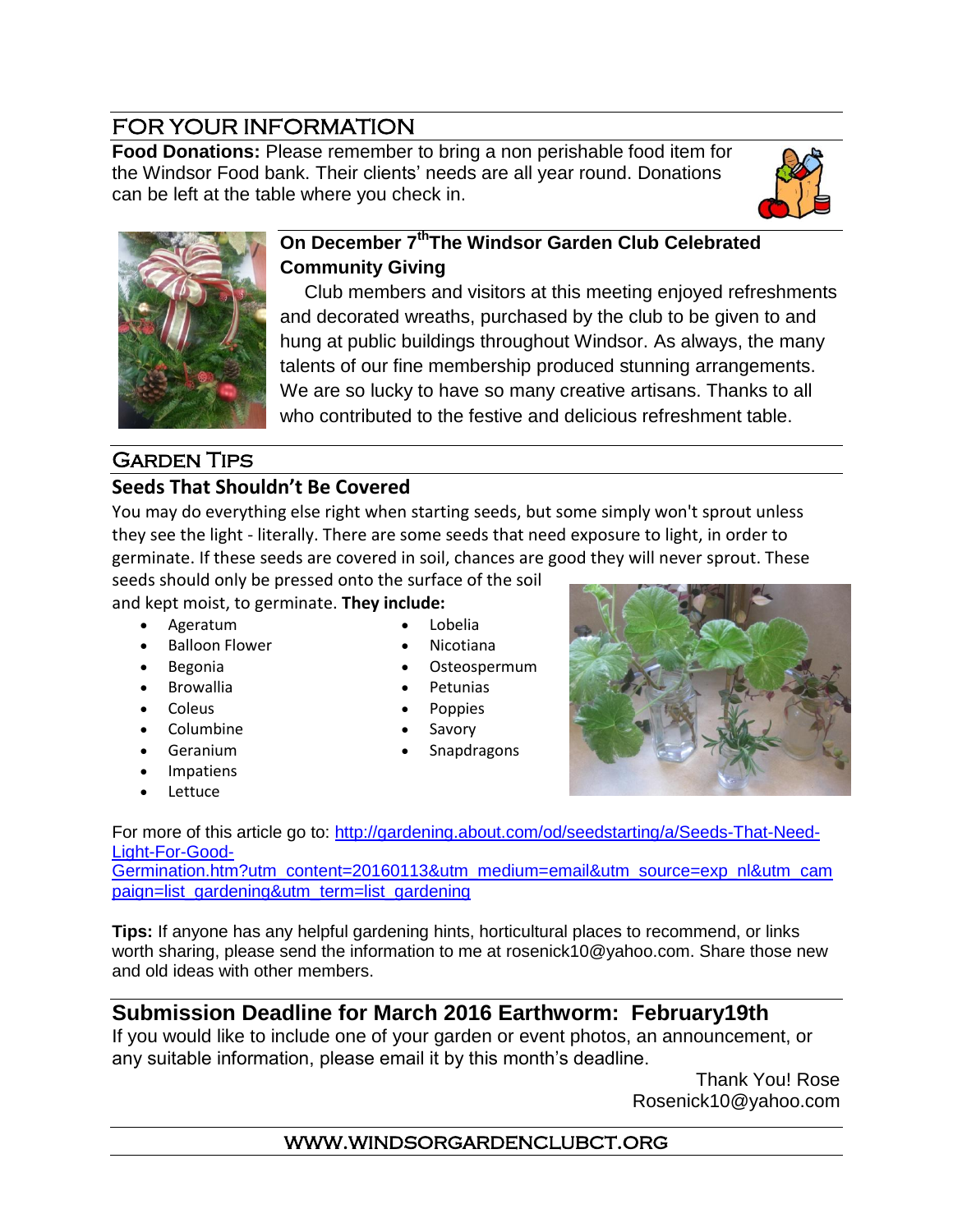## FOR YOUR INFORMATION

**Food Donations:** Please remember to bring a non perishable food item for the Windsor Food bank. Their clients' needs are all year round. Donations can be left at the table where you check in.

### On December 7th The Windsor Garden Club Celebrated Community Giving

Club members and visitors at this meeting enjoyed refreshments and decorated wreaths, purchased by the club to be given to and hung at public buildings throughout Windsor. As always, the many talents of our fine membership produced stunning arrangements. We are so lucky to have so many creative artisans. Thanks to all who contributed to the festive and delicious refreshment table.

## GARDEN TIPS

### Seeds That Shouldn't Be Covered

You may do everything else right when starting seeds, but some simply won't sprout unless they see the light - literally. There are some seeds that need exposure to light, in order to germinate. If these seeds are covered in soil, chances are good they will never sprout. These seeds should only be pressed onto the surface of the soil and kept moist, to germinate. **They include:**

- Ageratum
- Balloon Flower
- Begonia
- Browallia
- Coleus
- Columbine
- Geranium
- Impatiens
- Lettuce
- Lobelia
- Nicotiana
- Osteospermum
- Petunias
- Poppies
- Savory
- Snapdragons

For more of this article go to: http://gardening.about.com/od/seedstarting/a/Seeds-That-Need-Light-For-Good-Germination.htm?utm_content=20160113&utm_medium=email&utm_source=exp_nl&utm_campaign=list_gardening&utm_term=list_gardening

**Tips:** If anyone has any helpful gardening hints, horticultural places to recommend, or links worth sharing, please send the information to me at rosenick10@yahoo.com. Share those new and old ideas with other members.

## Submission Deadline for March 2016 Earthworm: February19th

If you would like to include one of your garden or event photos, an announcement, or any suitable information, please email it by this month's deadline.

Thank You! Rose
Rosenick10@yahoo.com

WWW.WINDSORGARDENCLUBCT.ORG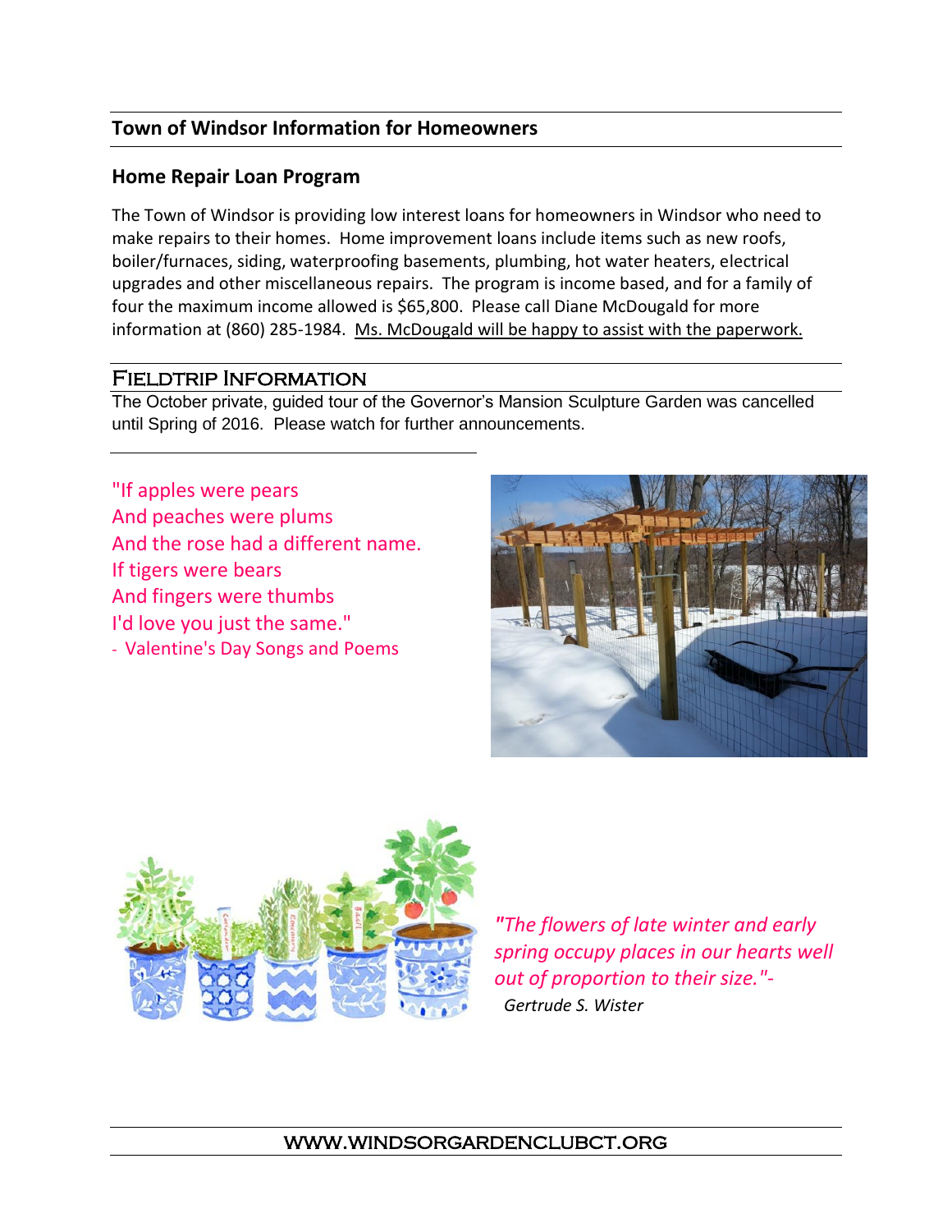## Town of Windsor Information for Homeowners

### Home Repair Loan Program

The Town of Windsor is providing low interest loans for homeowners in Windsor who need to make repairs to their homes. Home improvement loans include items such as new roofs, boiler/furnaces, siding, waterproofing basements, plumbing, hot water heaters, electrical upgrades and other miscellaneous repairs. The program is income based, and for a family of four the maximum income allowed is $65,800. Please call Diane McDougald for more information at (860) 285-1984. Ms. McDougald will be happy to assist with the paperwork.

## Fieldtrip Information

The October private, guided tour of the Governor's Mansion Sculpture Garden was cancelled until Spring of 2016. Please watch for further announcements.

"If apples were pears
And peaches were plums
And the rose had a different name.
If tigers were bears
And fingers were thumbs
I'd love you just the same."
- Valentine's Day Songs and Poems

*"The flowers of late winter and early spring occupy places in our hearts well out of proportion to their size."-*
*Gertrude S. Wister*

WWW.WINDSORGARDENCLUBCT.ORG